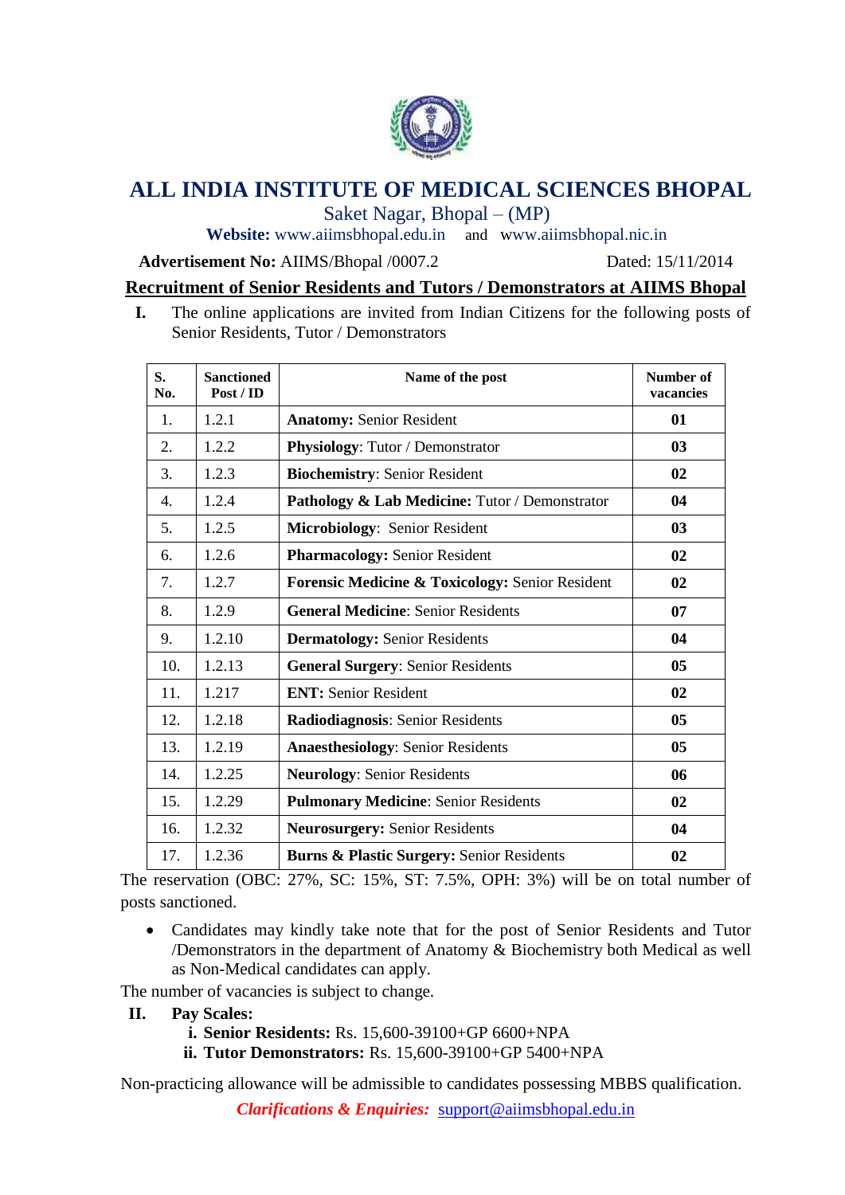# ALL INDIA INSTITUTE OF MEDICAL SCIENCES BHOPAL

Saket Nagar, Bhopal – (MP)

**Website:** www.aiimsbhopal.edu.in and www.aiimsbhopal.nic.in

**Advertisement No:** AIIMS/Bhopal /0007.2 Dated: 15/11/2014

## Recruitment of Senior Residents and Tutors / Demonstrators at AIIMS Bhopal

**I.** The online applications are invited from Indian Citizens for the following posts of Senior Residents, Tutor / Demonstrators

| S. No. | Sanctioned Post / ID | Name of the post | Number of vacancies |
|---|---|---|---|
| 1. | 1.2.1 | **Anatomy:** Senior Resident | **01** |
| 2. | 1.2.2 | **Physiology**: Tutor / Demonstrator | **03** |
| 3. | 1.2.3 | **Biochemistry**: Senior Resident | **02** |
| 4. | 1.2.4 | **Pathology & Lab Medicine:** Tutor / Demonstrator | **04** |
| 5. | 1.2.5 | **Microbiology**: Senior Resident | **03** |
| 6. | 1.2.6 | **Pharmacology:** Senior Resident | **02** |
| 7. | 1.2.7 | **Forensic Medicine & Toxicology:** Senior Resident | **02** |
| 8. | 1.2.9 | **General Medicine**: Senior Residents | **07** |
| 9. | 1.2.10 | **Dermatology:** Senior Residents | **04** |
| 10. | 1.2.13 | **General Surgery**: Senior Residents | **05** |
| 11. | 1.217 | **ENT:** Senior Resident | **02** |
| 12. | 1.2.18 | **Radiodiagnosis**: Senior Residents | **05** |
| 13. | 1.2.19 | **Anaesthesiology**: Senior Residents | **05** |
| 14. | 1.2.25 | **Neurology**: Senior Residents | **06** |
| 15. | 1.2.29 | **Pulmonary Medicine**: Senior Residents | **02** |
| 16. | 1.2.32 | **Neurosurgery:** Senior Residents | **04** |
| 17. | 1.2.36 | **Burns & Plastic Surgery:** Senior Residents | **02** |

The reservation (OBC: 27%, SC: 15%, ST: 7.5%, OPH: 3%) will be on total number of posts sanctioned.

- Candidates may kindly take note that for the post of Senior Residents and Tutor /Demonstrators in the department of Anatomy & Biochemistry both Medical as well as Non-Medical candidates can apply.

The number of vacancies is subject to change.

**II. Pay Scales:**

**i. Senior Residents:** Rs. 15,600-39100+GP 6600+NPA

**ii. Tutor Demonstrators:** Rs. 15,600-39100+GP 5400+NPA

Non-practicing allowance will be admissible to candidates possessing MBBS qualification.

***Clarifications & Enquiries:*** support@aiimsbhopal.edu.in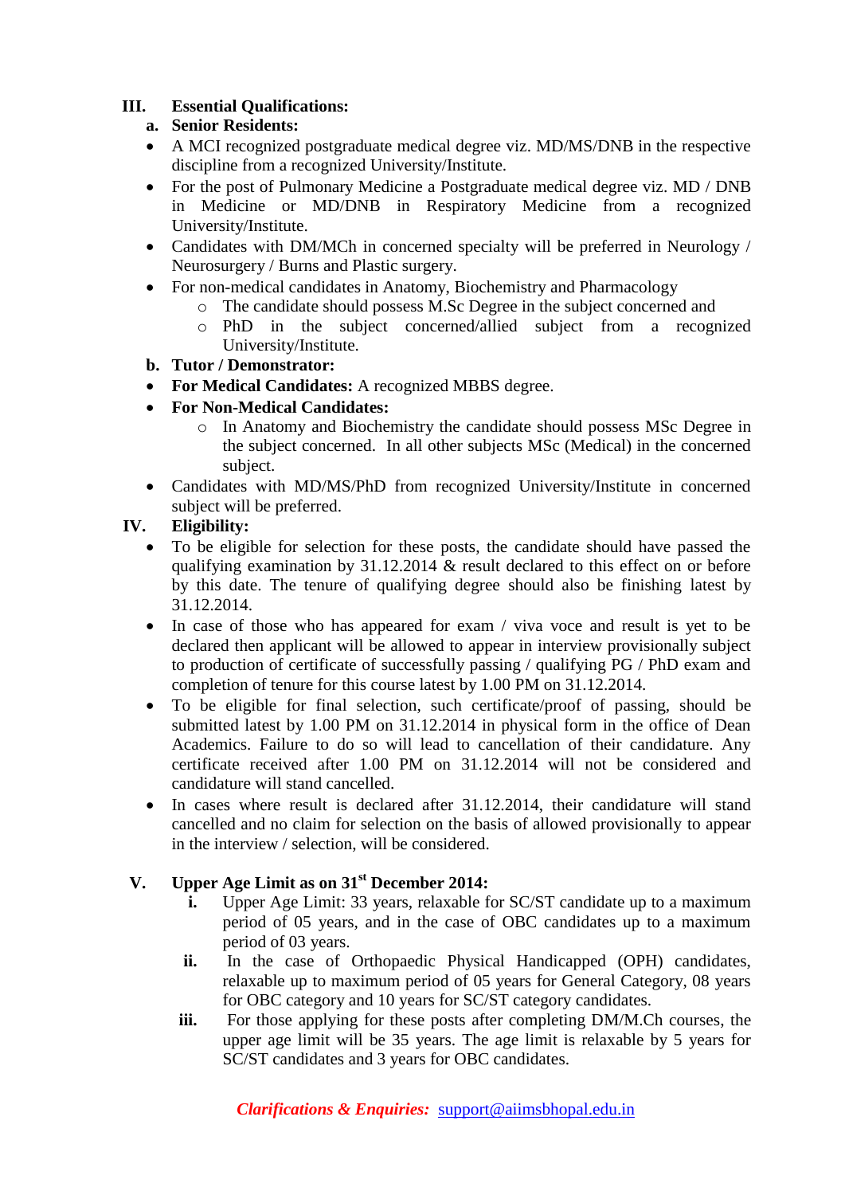## III. Essential Qualifications:

### a. Senior Residents:

- A MCI recognized postgraduate medical degree viz. MD/MS/DNB in the respective discipline from a recognized University/Institute.
- For the post of Pulmonary Medicine a Postgraduate medical degree viz. MD / DNB in Medicine or MD/DNB in Respiratory Medicine from a recognized University/Institute.
- Candidates with DM/MCh in concerned specialty will be preferred in Neurology / Neurosurgery / Burns and Plastic surgery.
- For non-medical candidates in Anatomy, Biochemistry and Pharmacology
  - The candidate should possess M.Sc Degree in the subject concerned and
  - PhD in the subject concerned/allied subject from a recognized University/Institute.

### b. Tutor / Demonstrator:

- **For Medical Candidates:** A recognized MBBS degree.
- **For Non-Medical Candidates:**
  - In Anatomy and Biochemistry the candidate should possess MSc Degree in the subject concerned. In all other subjects MSc (Medical) in the concerned subject.
- Candidates with MD/MS/PhD from recognized University/Institute in concerned subject will be preferred.

## IV. Eligibility:

- To be eligible for selection for these posts, the candidate should have passed the qualifying examination by 31.12.2014 & result declared to this effect on or before by this date. The tenure of qualifying degree should also be finishing latest by 31.12.2014.
- In case of those who has appeared for exam / viva voce and result is yet to be declared then applicant will be allowed to appear in interview provisionally subject to production of certificate of successfully passing / qualifying PG / PhD exam and completion of tenure for this course latest by 1.00 PM on 31.12.2014.
- To be eligible for final selection, such certificate/proof of passing, should be submitted latest by 1.00 PM on 31.12.2014 in physical form in the office of Dean Academics. Failure to do so will lead to cancellation of their candidature. Any certificate received after 1.00 PM on 31.12.2014 will not be considered and candidature will stand cancelled.
- In cases where result is declared after 31.12.2014, their candidature will stand cancelled and no claim for selection on the basis of allowed provisionally to appear in the interview / selection, will be considered.

## V. Upper Age Limit as on 31st December 2014:

i. Upper Age Limit: 33 years, relaxable for SC/ST candidate up to a maximum period of 05 years, and in the case of OBC candidates up to a maximum period of 03 years.

ii. In the case of Orthopaedic Physical Handicapped (OPH) candidates, relaxable up to maximum period of 05 years for General Category, 08 years for OBC category and 10 years for SC/ST category candidates.

iii. For those applying for these posts after completing DM/M.Ch courses, the upper age limit will be 35 years. The age limit is relaxable by 5 years for SC/ST candidates and 3 years for OBC candidates.

***Clarifications & Enquiries:*** support@aiimsbhopal.edu.in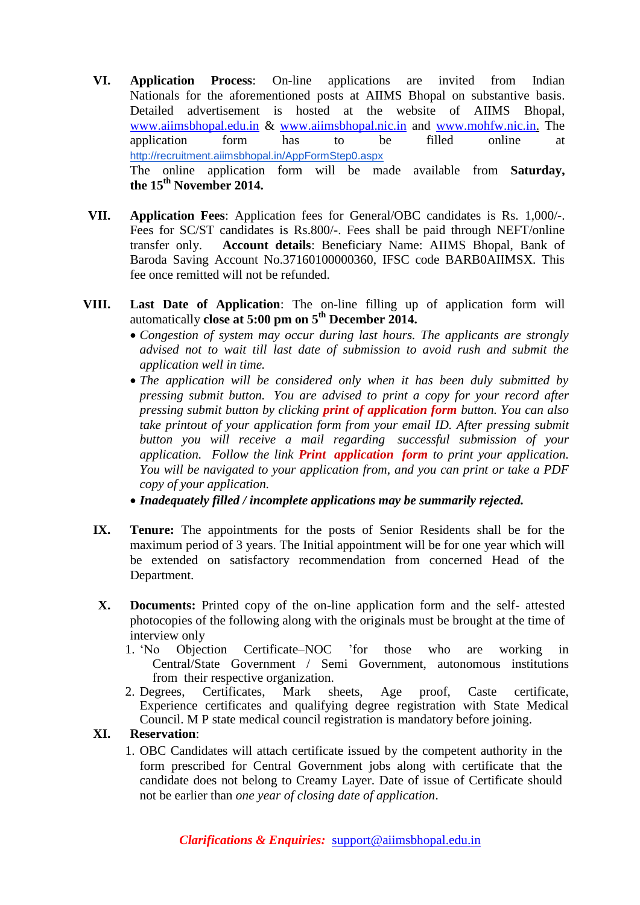**VI.** **Application Process**: On-line applications are invited from Indian Nationals for the aforementioned posts at AIIMS Bhopal on substantive basis. Detailed advertisement is hosted at the website of AIIMS Bhopal, www.aiimsbhopal.edu.in & www.aiimsbhopal.nic.in and www.mohfw.nic.in. The application form has to be filled online at http://recruitment.aiimsbhopal.in/AppFormStep0.aspx
The online application form will be made available from **Saturday, the 15th November 2014.**

**VII.** **Application Fees**: Application fees for General/OBC candidates is Rs. 1,000/-. Fees for SC/ST candidates is Rs.800/-. Fees shall be paid through NEFT/online transfer only. **Account details**: Beneficiary Name: AIIMS Bhopal, Bank of Baroda Saving Account No.37160100000360, IFSC code BARB0AIIMSX. This fee once remitted will not be refunded.

**VIII.** **Last Date of Application**: The on-line filling up of application form will automatically **close at 5:00 pm on 5th December 2014.**

- *Congestion of system may occur during last hours. The applicants are strongly advised not to wait till last date of submission to avoid rush and submit the application well in time.*
- *The application will be considered only when it has been duly submitted by pressing submit button. You are advised to print a copy for your record after pressing submit button by clicking **print of application form** button. You can also take printout of your application form from your email ID. After pressing submit button you will receive a mail regarding successful submission of your application. Follow the link **Print application form** to print your application. You will be navigated to your application from, and you can print or take a PDF copy of your application.*
- ***Inadequately filled / incomplete applications may be summarily rejected.***

**IX.** **Tenure:** The appointments for the posts of Senior Residents shall be for the maximum period of 3 years. The Initial appointment will be for one year which will be extended on satisfactory recommendation from concerned Head of the Department.

**X.** **Documents:** Printed copy of the on-line application form and the self- attested photocopies of the following along with the originals must be brought at the time of interview only

1. 'No Objection Certificate–NOC 'for those who are working in Central/State Government / Semi Government, autonomous institutions from their respective organization.
2. Degrees, Certificates, Mark sheets, Age proof, Caste certificate, Experience certificates and qualifying degree registration with State Medical Council. M P state medical council registration is mandatory before joining.

**XI.** **Reservation**:

1. OBC Candidates will attach certificate issued by the competent authority in the form prescribed for Central Government jobs along with certificate that the candidate does not belong to Creamy Layer. Date of issue of Certificate should not be earlier than *one year of closing date of application*.

***Clarifications & Enquiries:*** support@aiimsbhopal.edu.in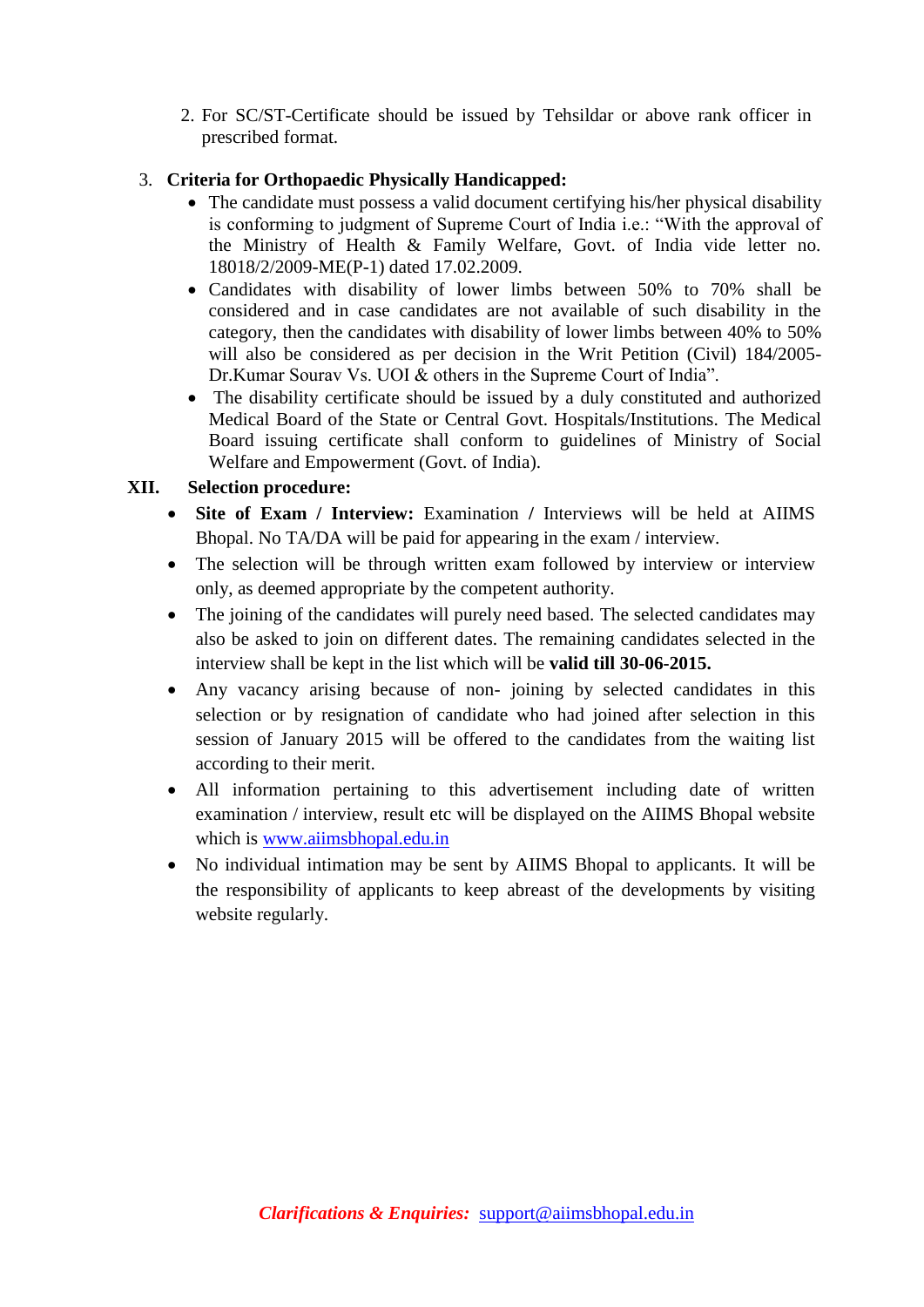2. For SC/ST-Certificate should be issued by Tehsildar or above rank officer in prescribed format.

3. **Criteria for Orthopaedic Physically Handicapped:**
   - The candidate must possess a valid document certifying his/her physical disability is conforming to judgment of Supreme Court of India i.e.: "With the approval of the Ministry of Health & Family Welfare, Govt. of India vide letter no. 18018/2/2009-ME(P-1) dated 17.02.2009.
   - Candidates with disability of lower limbs between 50% to 70% shall be considered and in case candidates are not available of such disability in the category, then the candidates with disability of lower limbs between 40% to 50% will also be considered as per decision in the Writ Petition (Civil) 184/2005-Dr.Kumar Sourav Vs. UOI & others in the Supreme Court of India".
   - The disability certificate should be issued by a duly constituted and authorized Medical Board of the State or Central Govt. Hospitals/Institutions. The Medical Board issuing certificate shall conform to guidelines of Ministry of Social Welfare and Empowerment (Govt. of India).

## XII. Selection procedure:

- **Site of Exam / Interview:** Examination / Interviews will be held at AIIMS Bhopal. No TA/DA will be paid for appearing in the exam / interview.
- The selection will be through written exam followed by interview or interview only, as deemed appropriate by the competent authority.
- The joining of the candidates will purely need based. The selected candidates may also be asked to join on different dates. The remaining candidates selected in the interview shall be kept in the list which will be **valid till 30-06-2015.**
- Any vacancy arising because of non- joining by selected candidates in this selection or by resignation of candidate who had joined after selection in this session of January 2015 will be offered to the candidates from the waiting list according to their merit.
- All information pertaining to this advertisement including date of written examination / interview, result etc will be displayed on the AIIMS Bhopal website which is www.aiimsbhopal.edu.in
- No individual intimation may be sent by AIIMS Bhopal to applicants. It will be the responsibility of applicants to keep abreast of the developments by visiting website regularly.

***Clarifications & Enquiries:*** support@aiimsbhopal.edu.in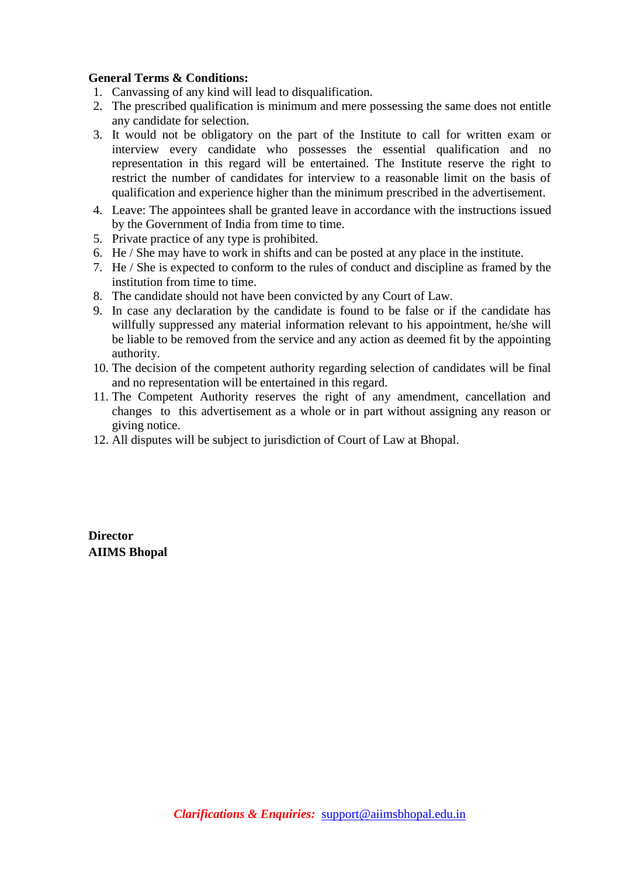**General Terms & Conditions:**

1. Canvassing of any kind will lead to disqualification.
2. The prescribed qualification is minimum and mere possessing the same does not entitle any candidate for selection.
3. It would not be obligatory on the part of the Institute to call for written exam or interview every candidate who possesses the essential qualification and no representation in this regard will be entertained. The Institute reserve the right to restrict the number of candidates for interview to a reasonable limit on the basis of qualification and experience higher than the minimum prescribed in the advertisement.
4. Leave: The appointees shall be granted leave in accordance with the instructions issued by the Government of India from time to time.
5. Private practice of any type is prohibited.
6. He / She may have to work in shifts and can be posted at any place in the institute.
7. He / She is expected to conform to the rules of conduct and discipline as framed by the institution from time to time.
8. The candidate should not have been convicted by any Court of Law.
9. In case any declaration by the candidate is found to be false or if the candidate has willfully suppressed any material information relevant to his appointment, he/she will be liable to be removed from the service and any action as deemed fit by the appointing authority.
10. The decision of the competent authority regarding selection of candidates will be final and no representation will be entertained in this regard.
11. The Competent Authority reserves the right of any amendment, cancellation and changes to this advertisement as a whole or in part without assigning any reason or giving notice.
12. All disputes will be subject to jurisdiction of Court of Law at Bhopal.

**Director**
**AIIMS Bhopal**

***Clarifications & Enquiries:*** support@aiimsbhopal.edu.in